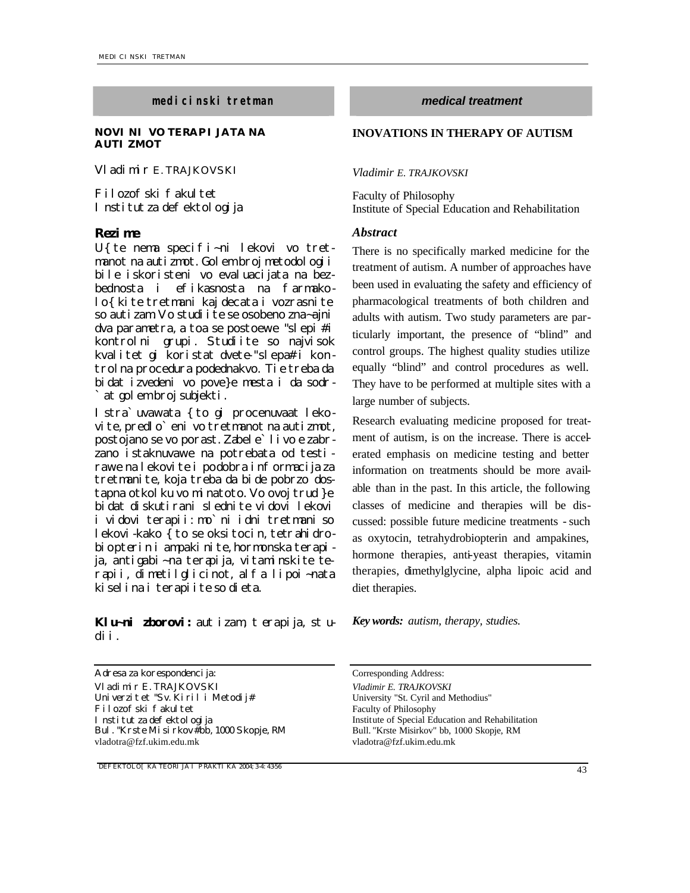medicinski tretman

## NOVINI VO TERAPIJATA NA AUTIZMOT

Vladimir E. TRAJKOVSKI

Filozofski fakultet
Institut za defektologija

### Rezime

U{te nema specifi~ni lekovi vo tretmanot na autizmot. Golem broj metodologii bile iskoristeni vo evaluacijata na bezbednosta i efikasnosta na farmakolo{kite tretmani kaj decata i vozrasnite so autizam. Vo studiite se osobeno zna~ajni dva parametra, a toa se postoewe "slepi" i kontrolni grupi. Studiite so najvisok kvalitet gi koristat dvete- "slepa" i kontrolna procedura podednakvo. Tie treba da bidat izvedeni vo pove}e mesta i da sodr`at golem broj subjekti.

Istra`uvawata {to gi procenuvaat lekovite, predlo`eni vo tretmanot na autizmot, postojano se vo porast. Zabele`livo e zabrzano istaknuvawe na potrebata od testirawe na lekovite i podobra informacija za tretmanite, koja treba da bide pobrzo dostapna otkolku vo minatoto. Vo ovoj trud }e bidat diskutirani slednite vidovi lekovi i vidovi terapii: mo`ni idni tretmani so lekovi - kako {to se oksitocin, tetrahidrobiopterin i ampakinite, hormonska terapija, antigabi~na terapija, vitaminskite terapii, dimetilglicinot, alfa lipoi~nata kiselina i terapiite so dieta.

**Klu~ni zborovi:** autizam, terapija, studii.

Adresa za korespondencija:
Vladimir E. TRAJKOVSKI
Univerzitet "Sv. Kiril i Metodij"
Filozofski fakultet
Institut za defektologija
Bul. "Krste Misirkov" bb, 1000 Skopje, RM
vladotra@fzf.ukim.edu.mk

*medical treatment*

## INOVATIONS IN THERAPY OF AUTISM

*Vladimir E. TRAJKOVSKI*

Faculty of Philosophy
Institute of Special Education and Rehabilitation

### *Abstract*

There is no specifically marked medicine for the treatment of autism. A number of approaches have been used in evaluating the safety and efficiency of pharmacological treatments of both children and adults with autism. Two study parameters are particularly important, the presence of "blind" and control groups. The highest quality studies utilize equally "blind" and control procedures as well. They have to be performed at multiple sites with a large number of subjects.

Research evaluating medicine proposed for treatment of autism, is on the increase. There is accelerated emphasis on medicine testing and better information on treatments should be more available than in the past. In this article, the following classes of medicine and therapies will be discussed: possible future medicine treatments - such as oxytocin, tetrahydrobiopterin and ampakines, hormone therapies, anti-yeast therapies, vitamin therapies, dimethylglycine, alpha lipoic acid and diet therapies.

***Key words:*** *autism, therapy, studies.*

Corresponding Address:
*Vladimir E. TRAJKOVSKI*
University "St. Cyril and Methodius"
Faculty of Philosophy
Institute of Special Education and Rehabilitation
Bull. "Krste Misirkov" bb, 1000 Skopje, RM
vladotra@fzf.ukim.edu.mk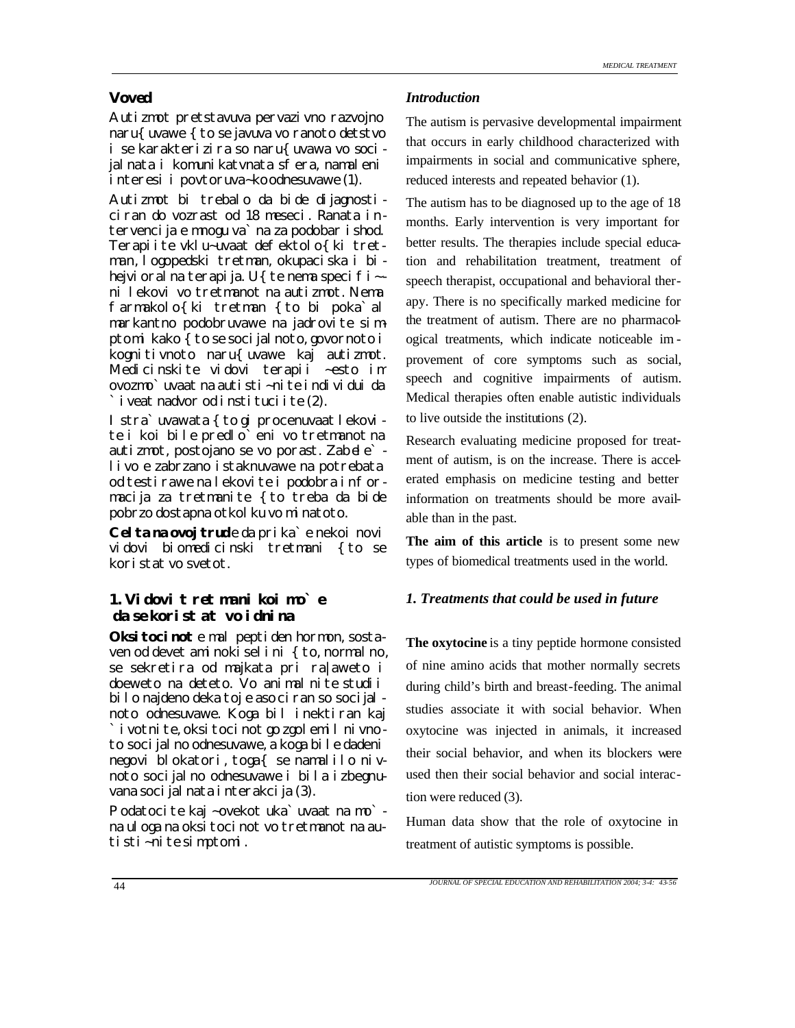## Voved

Autizmot pretstavuva pervazivno razvojno naru{uvawe {to se javuva vo ranoto detstvo i se karakterizira so naru{uvawa vo socijalnata i komunikatvnata sfera, namaleni interesi i povtoruva~ko odnesuvawe (1).

Autizmot bi trebalo da bide dijagnosticiran do vozrast od 18 meseci. Ranata intervencija e mnogu va`na za podobar ishod. Terapiite vklu~uvaat defektolo{ki tretman, logopedski tretman, okupaciska i bihejvioralna terapija. U{te nema specifi~ni lekovi vo tretmanot na autizmot. Nema farmakolo{ki tretman {to bi poka`al markantno podobruvawe na jadrovite simptomi kako {to se socijalnoto, govornoto i kognitivnoto naru{uvawe kaj autizmot. Medicinskite vidovi terapii ~esto im ovozmo`uvaat na autisti~nite individui da `iveat nadvor od instituciite (2).

Istra`uvawata {to gi procenuvaat lekovite i koi bile predlo`eni vo tretmanot na autizmot, postojano se vo porast. Zabele`livo e zabrzano istaknuvawe na potrebata od testirawe na lekovite i podobra informacija za tretmanite {to treba da bide pobrzo dostapna otkolku vo minatoto.

**Celta na ovoj trud** e da prika`e nekoi novi vidovi biomedicinski tretmani {to se koristat vo svetot.

## 1. Vidovi tretmani koi mo`e da se koristat vo idnina

**Oksitocinot** e mal pepiden hormon, sostaven od devet aminokiselini {to, normalno, se sekretira od majkata pri ra|aweto i doeweto na deteto. Vo animalnite studii bilo najdeno deka toj e asociran so socijalnoto odnesuvawe. Koga bil inektiran kaj `ivotnite, oksitocinot go zgolemil nivnoto socijalno odnesuvawe, a koga bile dadeni negovi blokatori, toga{ se namalilo nivnoto socijalno odnesuvawe i bila izbegnuvana socijalnata interakcija (3).

Podatocite kaj ~ovekot uka`uvaat na mo`na uloga na oksitocinot vo tretmanot na autisti~nite simptomi.

## *Introduction*

The autism is pervasive developmental impairment that occurs in early childhood characterized with impairments in social and communicative sphere, reduced interests and repeated behavior (1).

The autism has to be diagnosed up to the age of 18 months. Early intervention is very important for better results. The therapies include special education and rehabilitation treatment, treatment of speech therapist, occupational and behavioral therapy. There is no specifically marked medicine for the treatment of autism. There are no pharmacological treatments, which indicate noticeable improvement of core symptoms such as social, speech and cognitive impairments of autism. Medical therapies often enable autistic individuals to live outside the institutions (2).

Research evaluating medicine proposed for treatment of autism, is on the increase. There is accelerated emphasis on medicine testing and better information on treatments should be more available than in the past.

**The aim of this article** is to present some new types of biomedical treatments used in the world.

## *1. Treatments that could be used in future*

**The oxytocine** is a tiny peptide hormone consisted of nine amino acids that mother normally secrets during child's birth and breast-feeding. The animal studies associate it with social behavior. When oxytocine was injected in animals, it increased their social behavior, and when its blockers were used then their social behavior and social interaction were reduced (3).

Human data show that the role of oxytocine in treatment of autistic symptoms is possible.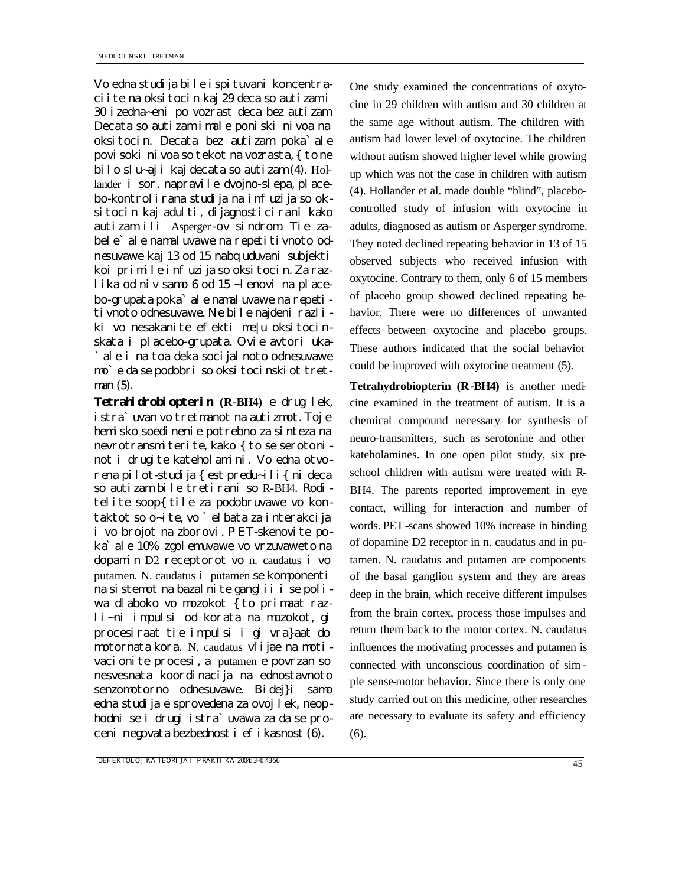Vo edna studija bile ispituvani koncentraciite na oksitocin kaj 29 deca so autizam i 30 izedna~eni po vozrast deca bez autizam. Decata so autizam imale poniski nivoa na oksitocin. Decata bez autizam poka`ale povisoki nivoa so tekot na vozrasta, { to ne bilo slu~aj kaj decata so autizam (4). Hollander i sor. napravile dvojno-slepa, placebo-kontrolirana studija na infuzija so oksitocin kaj adulti, dijagnosticirani kako autizam ili Asperger-ov sindrom. Tie zabele`ale namaluvawe na repetitivnoto odnesuvawe kaj 13 od 15 nabquduvani subjekti koi primile infuzija so oksitocin. Za razlika od niv samo 6 od 15 ~lenovi na placebo-grupata poka`ale namaluvawe na repetitivnoto odnesuvawe. Ne bile najdeni razliki vo nesakanite efekti me|u oksitocinskata i placebo-grupata. Ovie avtori uka`ale i na toa deka socijalnoto odnesuvawe mo`e da se podobri so oksitocinskiot tretman (5).

**Tetrahidrobiopterin (R-BH4)** e drug lek, istra`uvan vo tretmanot na autizmot. Toj e hemisko soedinenie potrebno za sinteza na nevrotransmiterite, kako { to se serotoninot i drugite kateholamini. Vo edna otvorena pilot-studija { est predu~ili{ ni deca so autizam bile tretirani so R-BH4. Roditelite soop{ tile za podobruvawe vo kontaktot so o~ite, vo `elbata za interakcija i vo brojot na zborovi. PET-skenovite poka`ale 10% zgolemuvawe vo vrzuvaweto na dopamin D2 receptorot vo n. caudatus i vo putamen. N. caudatus i putamen se komponenti na sistemot na bazalnite gangliii i se poliwa dlaboko vo mozokot { to primaat razli~ni impulsi od korata na mozokot, gi procesiraat tie impulsi i gi vra}aat do motornata kora. N. caudatus vlijae na motivacionite procesi, a putamen e povrzan so nesvesnata koordinacija na ednostavnoto senzomotorno odnesuvawe. Bidej}i samo edna studija e sprovedena za ovoj lek, neophodni se i drugi istra`uvawa za da se proceni negovata bezbednost i efikasnost (6).

One study examined the concentrations of oxytocine in 29 children with autism and 30 children at the same age without autism. The children with autism had lower level of oxytocine. The children without autism showed higher level while growing up which was not the case in children with autism (4). Hollander et al. made double "blind", placebo-controlled study of infusion with oxytocine in adults, diagnosed as autism or Asperger syndrome. They noted declined repeating behavior in 13 of 15 observed subjects who received infusion with oxytocine. Contrary to them, only 6 of 15 members of placebo group showed declined repeating behavior. There were no differences of unwanted effects between oxytocine and placebo groups. These authors indicated that the social behavior could be improved with oxytocine treatment (5).

**Tetrahydrobiopterin (R-BH4)** is another medicine examined in the treatment of autism. It is a chemical compound necessary for synthesis of neuro-transmitters, such as serotonine and other kateholamines. In one open pilot study, six preschool children with autism were treated with R-BH4. The parents reported improvement in eye contact, willing for interaction and number of words. PET-scans showed 10% increase in binding of dopamine D2 receptor in n. caudatus and in putamen. N. caudatus and putamen are components of the basal ganglion system and they are areas deep in the brain, which receive different impulses from the brain cortex, process those impulses and return them back to the motor cortex. N. caudatus influences the motivating processes and putamen is connected with unconscious coordination of simple sense-motor behavior. Since there is only one study carried out on this medicine, other researches are necessary to evaluate its safety and efficiency (6).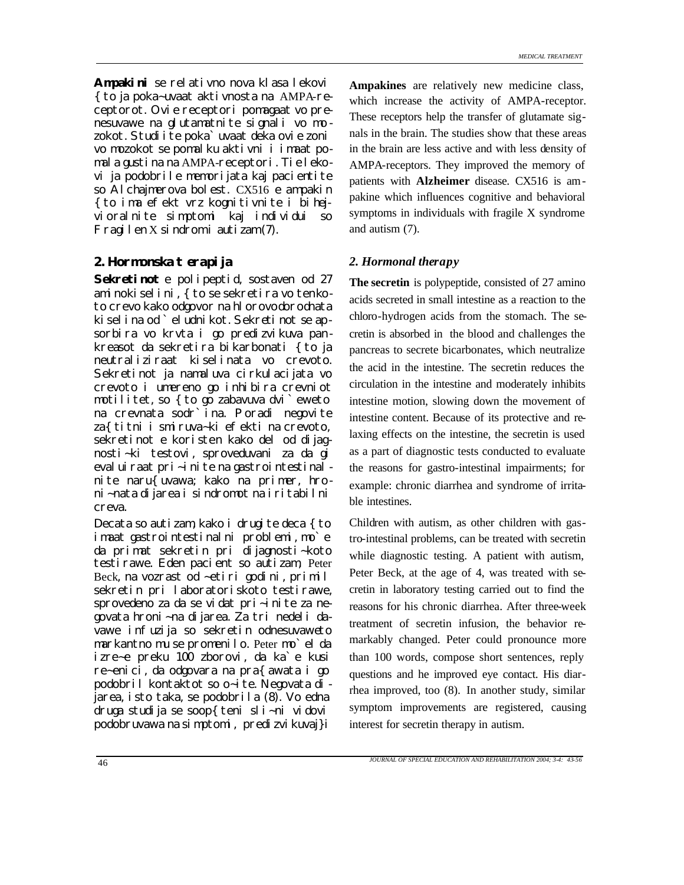**Ampakini** se relativno nova klasa lekovi { to ja poka~uvaat aktivnosta na AMPA-receptorot. Ovie receptori pomagaat vo prenesuvawe na glutamatnite signali vo mozokot. Studiite poka`uvaat deka ovie zoni vo mozokot se pomalku aktivni i imaat pomala gustina na AMPA-receptori. Tie lekovi ja podobrile memorijata kaj pacientite so Alchajmerova bolest. CX516 e ampakin { to ima efekt vrz kognitivnite i bihejvioralnite simptomi kaj individui so Fragilen X sindrom i autizam (7).

## 2. Hormonska terapija

**Sekretinot** e polipeptid, sostaven od 27 aminokiselini, { to se sekretira vo tenkoto crevo kako odgovor na hlorovodorodnata kiselina od `eludnikot. Sekretinot se apsorbira vo krvta i go predizvikuva pankreasot da sekretira bikarbonati { to ja neutraliziraat kiselinata vo crevoto. Sekretinot ja namaluva cirkulacijata vo crevoto i umereno go inhibira crevniot motilitet, so { to go zabavuva dvi`eweto na crevnata sodr`ina. Poradi negovite za{titni i smiruva~ki efekti na crevoto, sekretinot e koristen kako del od dijagnosti~ki testovi, sproveduvani za da gi evaluiraat pri~inite na gastrointestinalnite naru{uvawa; kako na primer, hroni~nata dijarea i sindromot na iritabilni creva.

Decata so autizam, kako i drugite deca { to imaat gastrointestinalni problemi, mo`e da primat sekretin pri dijagnosti~koto testirawe. Eden pacient so autizam, Peter Beck, na vozrast od ~etiri godini, primil sekretin pri laboratoriskoto testirawe, sprovedeno za da se vidat pri~inite za negovata hroni~na dijarea. Za tri nedeli davawe infuzija so sekretin odnesuvaweto markantno mu se promenilo. Peter mo`el da izre~e preku 100 zborovi, da ka`e kusi re~enici, da odgovara na pra{awata i go podobril kontaktot so o~ite. Negovata dijarea, isto taka, se podobrila (8). Vo edna druga studija se soop{teni sli~ni vidovi podobruvawa na simptomi, predizvikuvaj}i

**Ampakines** are relatively new medicine class, which increase the activity of AMPA-receptor. These receptors help the transfer of glutamate signals in the brain. The studies show that these areas in the brain are less active and with less density of AMPA-receptors. They improved the memory of patients with **Alzheimer** disease. CX516 is ampakine which influences cognitive and behavioral symptoms in individuals with fragile X syndrome and autism (7).

## *2. Hormonal therapy*

**The secretin** is polypeptide, consisted of 27 amino acids secreted in small intestine as a reaction to the chloro-hydrogen acids from the stomach. The secretin is absorbed in the blood and challenges the pancreas to secrete bicarbonates, which neutralize the acid in the intestine. The secretin reduces the circulation in the intestine and moderately inhibits intestine motion, slowing down the movement of intestine content. Because of its protective and relaxing effects on the intestine, the secretin is used as a part of diagnostic tests conducted to evaluate the reasons for gastro-intestinal impairments; for example: chronic diarrhea and syndrome of irritable intestines.

Children with autism, as other children with gastro-intestinal problems, can be treated with secretin while diagnostic testing. A patient with autism, Peter Beck, at the age of 4, was treated with secretin in laboratory testing carried out to find the reasons for his chronic diarrhea. After three-week treatment of secretin infusion, the behavior remarkably changed. Peter could pronounce more than 100 words, compose short sentences, reply questions and he improved eye contact. His diarrhea improved, too (8). In another study, similar symptom improvements are registered, causing interest for secretin therapy in autism.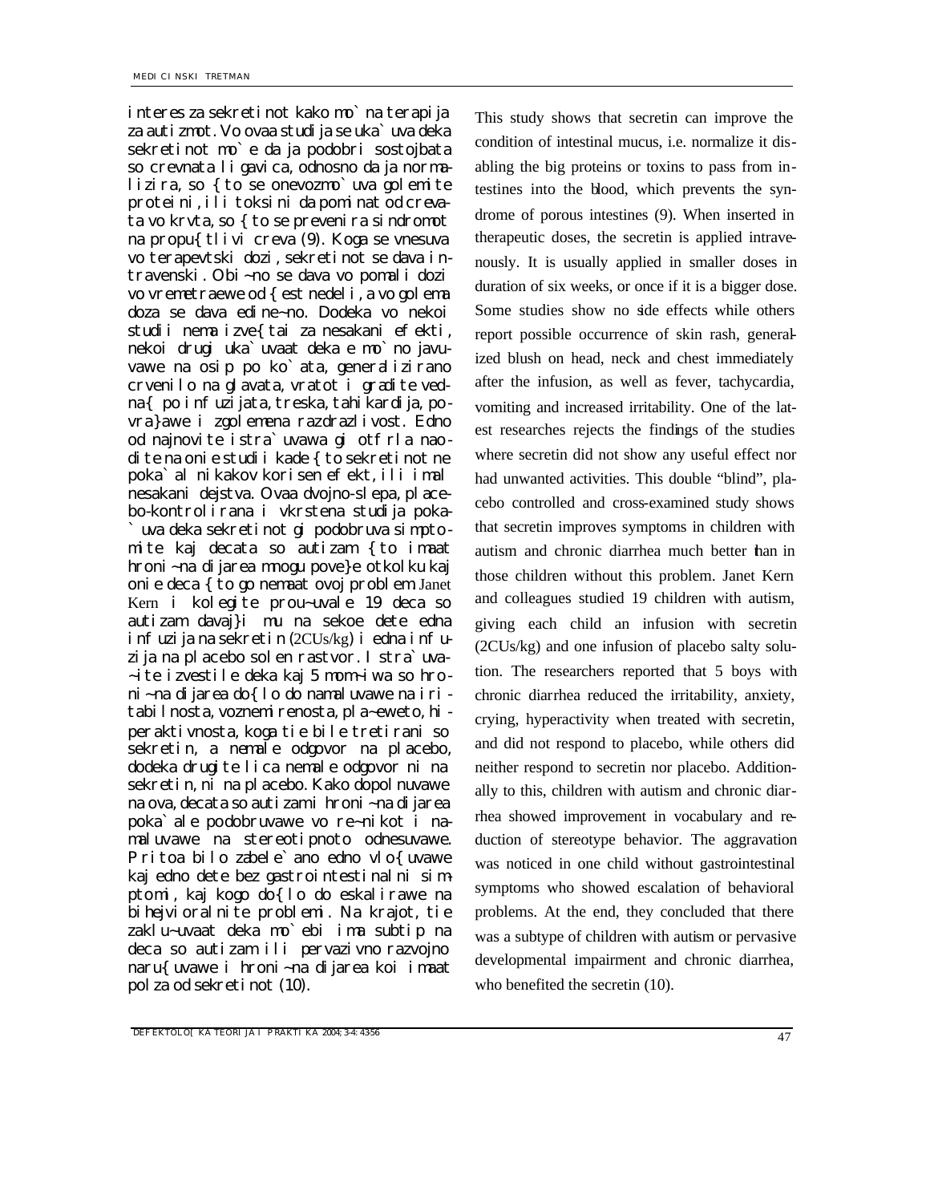interes za sekretinot kako mo`na terapija za autizmot. Vo ovaa studija se uka`uva deka sekretinot mo`e da ja podobri sostojbata so crevnata ligavica, odnosno da ja normalizira, so {to se onevozmo`uva golemite proteini, ili toksini da pominat od crevata vo krvta, so {to se prevenira sindromot na propu{tlivi creva (9). Koga se vnesuva vo terapevtski dozi, sekretinot se dava intravenski. Obi~no se dava vo pomali dozi vo vremetraewe od {est nedeli, a vo golema doza se dava edine~no. Dodeka vo nekoi studii nema izve{tai za nesakani efekti, nekoi drugi uka`uvaat deka e mo`no javuvawe na osip po ko`ata, generalizirano crvenilo na glavata, vratot i gradite vedna{ po infuzijata, treska, tahikardija, povra}awe i zgolemena razdrazlivost. Edno od najnovite istra`uvawa gi otfrla naodite na onie studii kade {to sekretinot ne poka`al nikakov korisen efekt, ili imal nesakani dejstva. Ovaa dvojno-slepa, placebo-kontrolirana i vkrstena studija poka`uva deka sekretinot gi podobruva simptomite kaj decata so autizam {to imaat hroni~na dijarea mnogu pove}e otkolku kaj onie deca {to go nemaat ovoj problem. Janet Kern i kolegite prou~uvale 19 deca so autizam davaj}i mu na sekoe dete edna infuzija na sekretin (2CUs/kg) i edna infuzija na placebo solen rastvor. Istra`uva~ite izvestile deka kaj 5 mom~iwa so hroni~na dijarea do{lo do namaluvawe na iritabilnosta, voznemirenosta, pla~eweto, hiperaktivnosta, koga tie bile tretirani so sekretin, a nemale odgovor na placebo, dodeka drugite lica nemale odgovor ni na sekretin, ni na placebo. Kako dopolnuvawe na ova, decata so autizam i hroni~na dijarea poka`ale podobruvawe vo re~nikot i namaluvawe na stereotipnoto odnesuvawe. Pritoa bilo zabele`ano edno vlo{uvawe kaj edno dete bez gastrointestinalni simptomi, kaj kogo do{lo do eskalirawe na bihejvioralnite problemi. Na krajot, tie zaklu~uvaat deka mo`ebi ima subtip na deca so autizam ili pervazivno razvojno naru{uvawe i hroni~na dijarea koi imaat polza od sekretinot (10).

This study shows that secretin can improve the condition of intestinal mucus, i.e. normalize it disabling the big proteins or toxins to pass from intestines into the blood, which prevents the syndrome of porous intestines (9). When inserted in therapeutic doses, the secretin is applied intravenously. It is usually applied in smaller doses in duration of six weeks, or once if it is a bigger dose. Some studies show no side effects while others report possible occurrence of skin rash, generalized blush on head, neck and chest immediately after the infusion, as well as fever, tachycardia, vomiting and increased irritability. One of the latest researches rejects the findings of the studies where secretin did not show any useful effect nor had unwanted activities. This double "blind", placebo controlled and cross-examined study shows that secretin improves symptoms in children with autism and chronic diarrhea much better than in those children without this problem. Janet Kern and colleagues studied 19 children with autism, giving each child an infusion with secretin (2CUs/kg) and one infusion of placebo salty solution. The researchers reported that 5 boys with chronic diarrhea reduced the irritability, anxiety, crying, hyperactivity when treated with secretin, and did not respond to placebo, while others did neither respond to secretin nor placebo. Additionally to this, children with autism and chronic diarrhea showed improvement in vocabulary and reduction of stereotype behavior. The aggravation was noticed in one child without gastrointestinal symptoms who showed escalation of behavioral problems. At the end, they concluded that there was a subtype of children with autism or pervasive developmental impairment and chronic diarrhea, who benefited the secretin (10).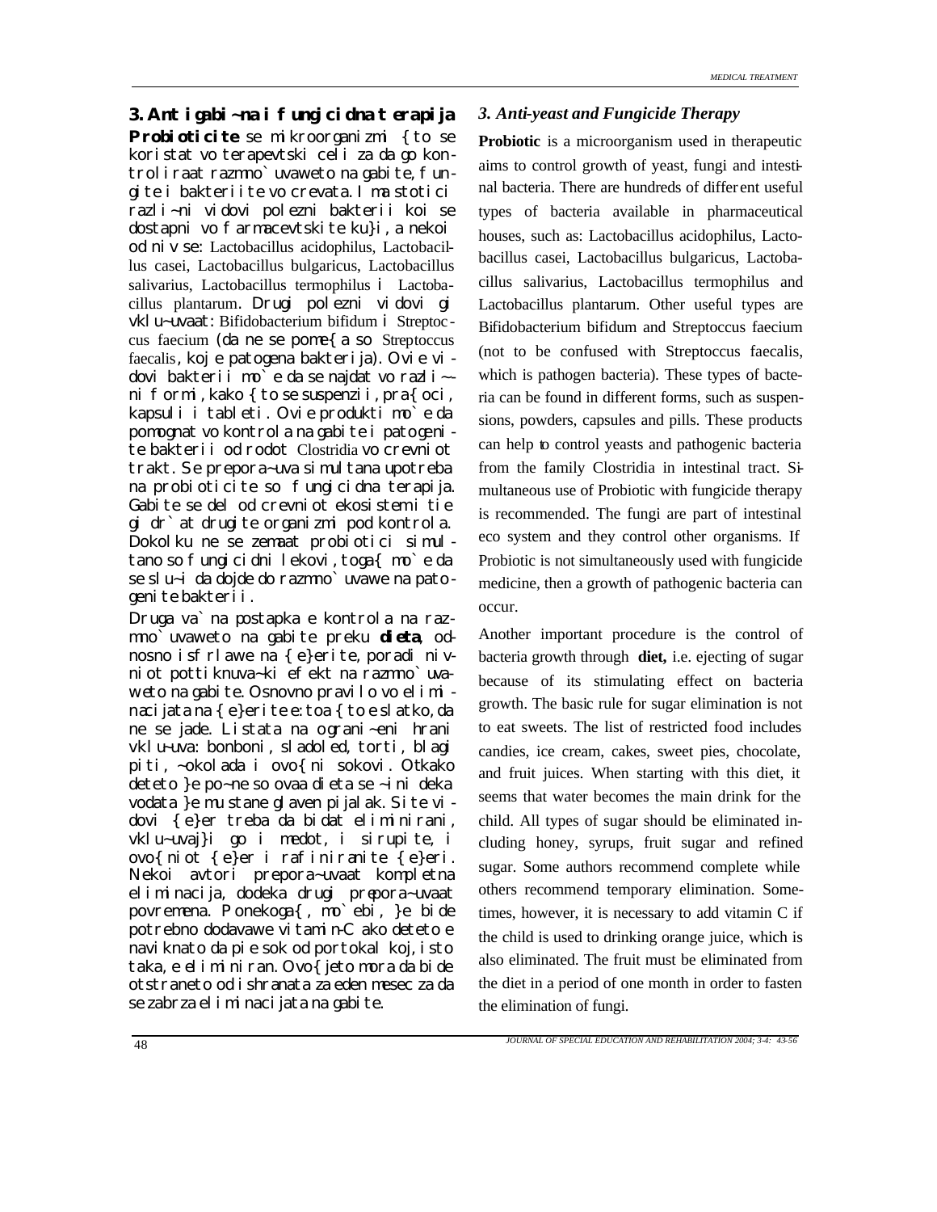### 3. Antigabi~na i fungicidna terapija

**Probioticite** se mikroorganizmi {to se koristat vo terapevtski celi za da go kontroliraat razmno`uvaweto na gabite, fungite i bakteriite vo crevata. Ima stotici razli~ni vidovi polezni bakterii koi se dostapni vo farmacevtskite ku}i, a nekoi od niv se: Lactobacillus acidophilus, Lactobacillus casei, Lactobacillus bulgaricus, Lactobacillus salivarius, Lactobacillus termophilus i Lactobacillus plantarum. Drugi polezni vidovi gi vklu~uvaat: Bifidobacterium bifidum i Streptoccus faecium (da ne se pome{a so Streptoccus faecalis, koj e patogena bakterija). Ovie vidovi bakterii mo`e da se najdat vo razli~ni formi, kako {to se suspenzii, pra{oci, kapsuli i tableti. Ovie produkti mo`e da pomognat vo kontrola na gabite i patogenite bakterii od rodot Clostridia vo crevniot trakt. Se prepora~uva simultana upotreba na probioticite so fungicidna terapija. Gabite se del od crevniot ekosistem i tie gi dr`at drugite organizmi pod kontrola. Dokolku ne se zemaat probiotici simultano so fungicidni lekovi, toga{ mo`e da se slu~i da dojde do razmno`uvawe na patogenite bakterii.

Druga va`na postapka e kontrola na razmno`uvaweto na gabite preku **dieta**, odnosno isfrlawe na {e}erite, poradi nivniot pottiknuva~ki efekt na razmno`uvaweto na gabite. Osnovno pravilo vo eliminacijata na {e}erite e: toa {to e slatko, da ne se jade. Listata na ograni~eni hrani vklu~uva: bonboni, sladoled, torti, blagi piti, ~okolada i ovo{ni sokovi. Otkako deteto }e po~ne so ovaa dieta se ~ini deka vodata }e mu stane glaven pijalak. Site vidovi {e}er treba da bidat eliminirani, vklu~uvaj}i go i medot, i sirupite, i ovo{niot {e}er i rafiniranite {e}eri. Nekoi avtori prepora~uvaat kompletna eliminacija, dodeka drugi prepora~uvaat povremena. Ponekoga{, mo`ebi, }e bide potrebno dodavawe vitamin-C ako deteto e naviknato da pie sok od portokal koj, isto taka, e eliminiran. Ovo{jeto mora da bide otstraneto od ishranata za eden mesec za da se zabrza eliminacijata na gabite.

### *3. Anti-yeast and Fungicide Therapy*

**Probiotic** is a microorganism used in therapeutic aims to control growth of yeast, fungi and intestinal bacteria. There are hundreds of different useful types of bacteria available in pharmaceutical houses, such as: Lactobacillus acidophilus, Lactobacillus casei, Lactobacillus bulgaricus, Lactobacillus salivarius, Lactobacillus termophilus and Lactobacillus plantarum. Other useful types are Bifidobacterium bifidum and Streptoccus faecium (not to be confused with Streptoccus faecalis, which is pathogen bacteria). These types of bacteria can be found in different forms, such as suspensions, powders, capsules and pills. These products can help to control yeasts and pathogenic bacteria from the family Clostridia in intestinal tract. Simultaneous use of Probiotic with fungicide therapy is recommended. The fungi are part of intestinal eco system and they control other organisms. If Probiotic is not simultaneously used with fungicide medicine, then a growth of pathogenic bacteria can occur.

Another important procedure is the control of bacteria growth through **diet,** i.e. ejecting of sugar because of its stimulating effect on bacteria growth. The basic rule for sugar elimination is not to eat sweets. The list of restricted food includes candies, ice cream, cakes, sweet pies, chocolate, and fruit juices. When starting with this diet, it seems that water becomes the main drink for the child. All types of sugar should be eliminated including honey, syrups, fruit sugar and refined sugar. Some authors recommend complete while others recommend temporary elimination. Sometimes, however, it is necessary to add vitamin C if the child is used to drinking orange juice, which is also eliminated. The fruit must be eliminated from the diet in a period of one month in order to fasten the elimination of fungi.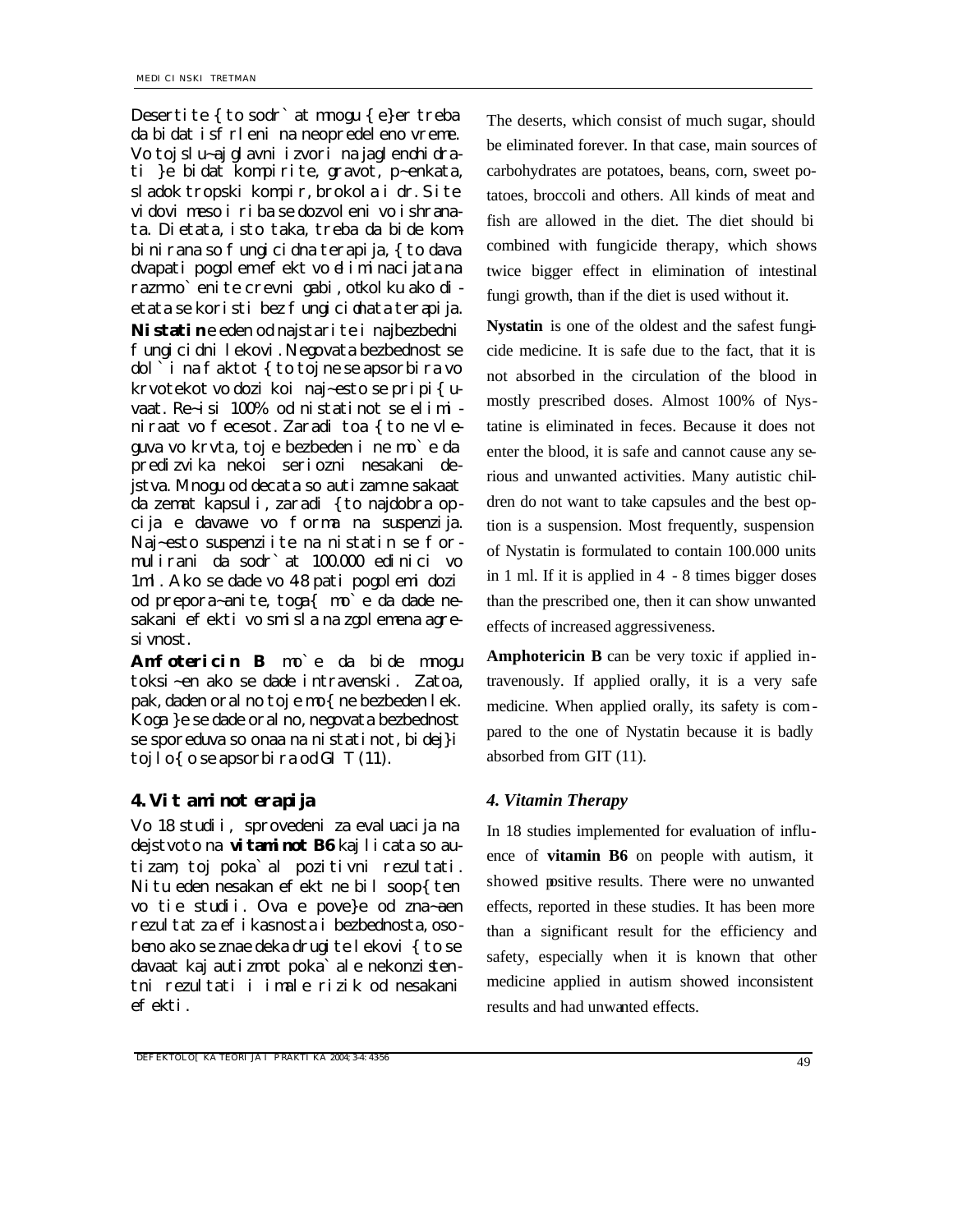Desertite { to sodr`at mnogu {e}er treba da bidat isfrleni na neopredeleno vreme. Vo toj slu~aj glavni izvori na jaglenohidrati }e bidat kompirite, gravot, p~enkata, sladok tropski kompir, brokola i dr. Site vidovi meso i riba se dozvoleni vo ishranata. Dietata, isto taka, treba da bide kombinirana so fungicidna terapija, {to dava dvapati pogolem efekt vo eliminacijata na razmno`enite crevni gabi, otkolku ako dietata se koristi bez fungicidnata terapija.

**Nistatin** e eden od najstarite i najbezbedni fungicidni lekovi. Negovata bezbednost se dol`i na faktot {to toj ne se apsorbira vo krvotekot vo dozi koi naj~esto se propi{uvaat. Re~isi 100% od nistatinot se eliminiraat vo fecesot. Zaradi toa {to ne vleguva vo krvta, toj e bezbeden i ne mo`e da predizvika nekoi seriozni nesakani dejstva. Mnogu od decata so autizam ne sakaat da zemat kapsuli, zaradi {to najdobra opcija e davawe vo forma na suspenzija. Naj~esto suspenziite na nistatin se formulirani da sodr`at 100.000 edinici vo 1ml. Ako se dade vo 4-8 pati pogolemi dozi od prepora~anite, toga{ mo`e da dade nesakani efekti vo smisla na zgolemena agresivnost.

**Amfotericin B** mo`e da bide mnogu toksi~en ako se dade intravenski. Zatoa, pak, daden oralno toj e mo{ne bezbeden lek. Koga }e se dade oralno, negovata bezbednost se sporeduva so onaa na nistatinot, bidej}i toj lo{o se apsorbira od GIT (11).

## 4. Vitaminoterapija

Vo 18 studii, sprovedeni za evaluacija na dejstvoto na **vitaminot B6** kaj licata so autizam, toj poka`al pozitivni rezultati. Nitu eden nesakan efekt ne bil soop{ten vo tie studii. Ova e pove}e od zna~aen rezultat za efikasnosta i bezbednosta, osobeno ako se znae deka drugite lekovi {to se davaat kaj autizmot poka`ale nekonzistentni rezultati i imale rizik od nesakani efekti.

The deserts, which consist of much sugar, should be eliminated forever. In that case, main sources of carbohydrates are potatoes, beans, corn, sweet potatoes, broccoli and others. All kinds of meat and fish are allowed in the diet. The diet should bi combined with fungicide therapy, which shows twice bigger effect in elimination of intestinal fungi growth, than if the diet is used without it.

**Nystatin** is one of the oldest and the safest fungicide medicine. It is safe due to the fact, that it is not absorbed in the circulation of the blood in mostly prescribed doses. Almost 100% of Nystatine is eliminated in feces. Because it does not enter the blood, it is safe and cannot cause any serious and unwanted activities. Many autistic children do not want to take capsules and the best option is a suspension. Most frequently, suspension of Nystatin is formulated to contain 100.000 units in 1 ml. If it is applied in 4 - 8 times bigger doses than the prescribed one, then it can show unwanted effects of increased aggressiveness.

**Amphotericin B** can be very toxic if applied intravenously. If applied orally, it is a very safe medicine. When applied orally, its safety is compared to the one of Nystatin because it is badly absorbed from GIT (11).

## *4. Vitamin Therapy*

In 18 studies implemented for evaluation of influence of **vitamin B6** on people with autism, it showed positive results. There were no unwanted effects, reported in these studies. It has been more than a significant result for the efficiency and safety, especially when it is known that other medicine applied in autism showed inconsistent results and had unwanted effects.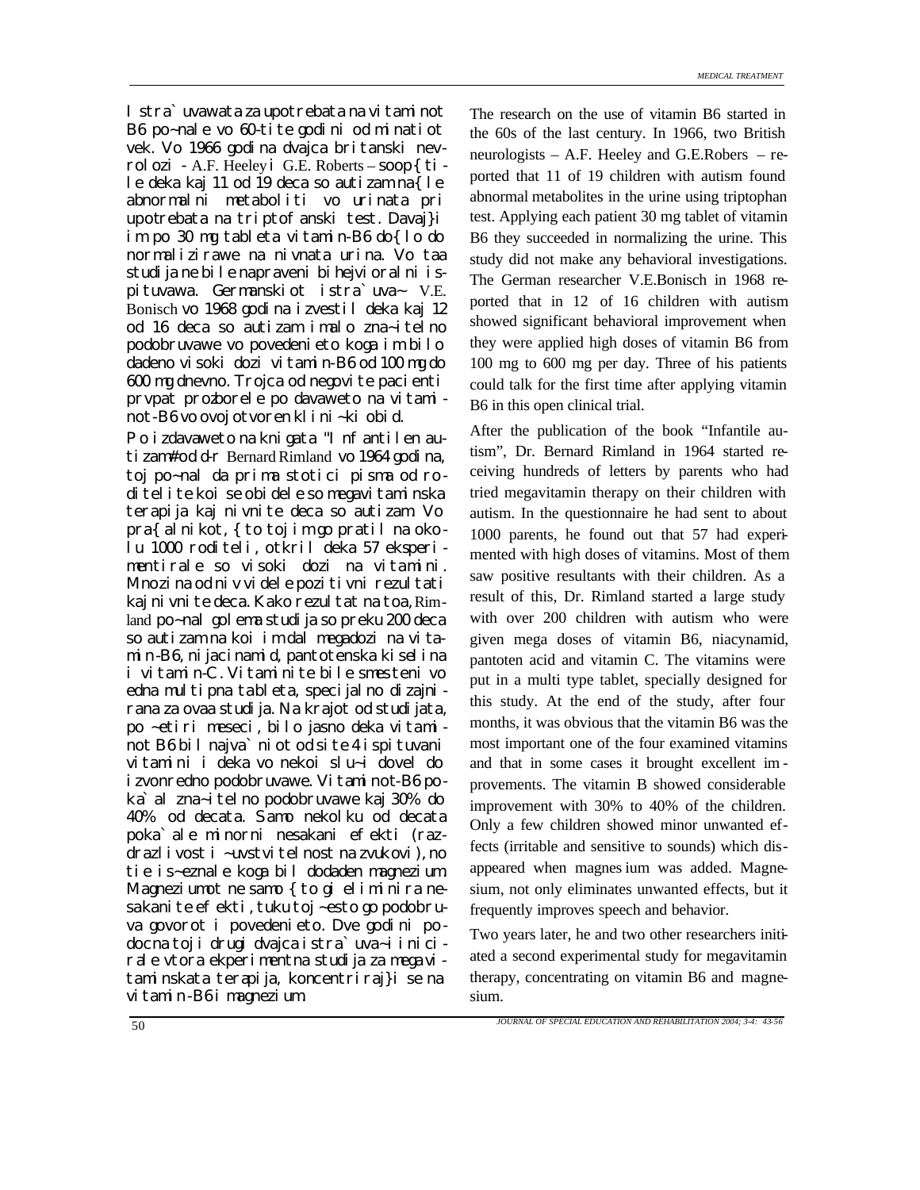Istra`uvawata za upotrebata na vitaminot B6 po~nale vo 60-tite godini od minatiot vek. Vo 1966 godina dvajca britanski nevrolozi - A.F. Heeley i G.E. Roberts – soop{tile deka kaj 11 od 19 deca so autizam na{le abnormalni metaboliti vo urinata pri upotrebata na triptofanski test. Davaj}i im po 30 mg tableta vitamin-B6 do{lo do normalizirawe na nivnata urina. Vo taa studija ne bile napraveni bihejvioralni ispituvawa. Germanskiot istra`uva~ V.E. Bonisch vo 1968 godina izvestil deka kaj 12 od 16 deca so autizam imalo zna~itelno podobruvawe vo povedenieto koga im bilo dadeno visoki dozi vitamin-B6 od 100 mg do 600 mg dnevno. Trojca od negovite pacienti prvpat prozborele po davaweto na vitaminot-B6 vo ovoj otvoren klini~ki obid.

Po izdavaweto na knigata "Infantilen autizam" od d-r Bernard Rimland vo 1964 godina, toj po~nal da prima stotici pisma od roditelite koi se obidele so megavitaminska terapija kaj nivnite deca so autizam. Vo pra{alnikot, {to toj im go pratil na okolu 1000 roditeli, otkril deka 57 eksperimentirale so visoki dozi na vitamini. Mnozina od niv videle pozitivni rezultati kaj nivnite deca. Kako rezultat na toa, Rimland po~nal golema studija so preku 200 deca so autizam na koi im dal megadozi na vitamin-B6, nijacinamid, pantotenska kiselina i vitamin-C. Vitaminite bile smesteni vo edna multipna tableta, specijalno dizajnirana za ovaa studija. Na krajot od studijata, po ~etiri meseci, bilo jasno deka vitaminot B6 bil najva`niot od site 4 ispituvani vitamini i deka vo nekoi slu~ai dovel do izvonredno podobruvawe. Vitaminot-B6 poka`al zna~itelno podobruvawe kaj 30% do 40% od decata. Samo nekolku od decata poka`ale minorni nesakani efekti (razdrazlivost i ~uvstvitelnost na zvukovi), no tie is~eznale koga bil dodaden magnezium. Magneziumot ne samo {to gi eliminira nesakanite efekti, tuku toj ~esto go podobruva govorot i povedenieto. Dve godini podocna toj i drugi dvajca istra`uva~i inicirale vtora ekperimentna studija za megavitaminskata terapija, koncentriraj}i se na vitamin-B6 i magnezium.

The research on the use of vitamin B6 started in the 60s of the last century. In 1966, two British neurologists – A.F. Heeley and G.E.Robers – reported that 11 of 19 children with autism found abnormal metabolites in the urine using triptophan test. Applying each patient 30 mg tablet of vitamin B6 they succeeded in normalizing the urine. This study did not make any behavioral investigations. The German researcher V.E.Bonisch in 1968 reported that in 12 of 16 children with autism showed significant behavioral improvement when they were applied high doses of vitamin B6 from 100 mg to 600 mg per day. Three of his patients could talk for the first time after applying vitamin B6 in this open clinical trial.

After the publication of the book "Infantile autism", Dr. Bernard Rimland in 1964 started receiving hundreds of letters by parents who had tried megavitamin therapy on their children with autism. In the questionnaire he had sent to about 1000 parents, he found out that 57 had experimented with high doses of vitamins. Most of them saw positive resultants with their children. As a result of this, Dr. Rimland started a large study with over 200 children with autism who were given mega doses of vitamin B6, niacynamid, pantoten acid and vitamin C. The vitamins were put in a multi type tablet, specially designed for this study. At the end of the study, after four months, it was obvious that the vitamin B6 was the most important one of the four examined vitamins and that in some cases it brought excellent improvements. The vitamin B showed considerable improvement with 30% to 40% of the children. Only a few children showed minor unwanted effects (irritable and sensitive to sounds) which disappeared when magnesium was added. Magnesium, not only eliminates unwanted effects, but it frequently improves speech and behavior.

Two years later, he and two other researchers initiated a second experimental study for megavitamin therapy, concentrating on vitamin B6 and magnesium.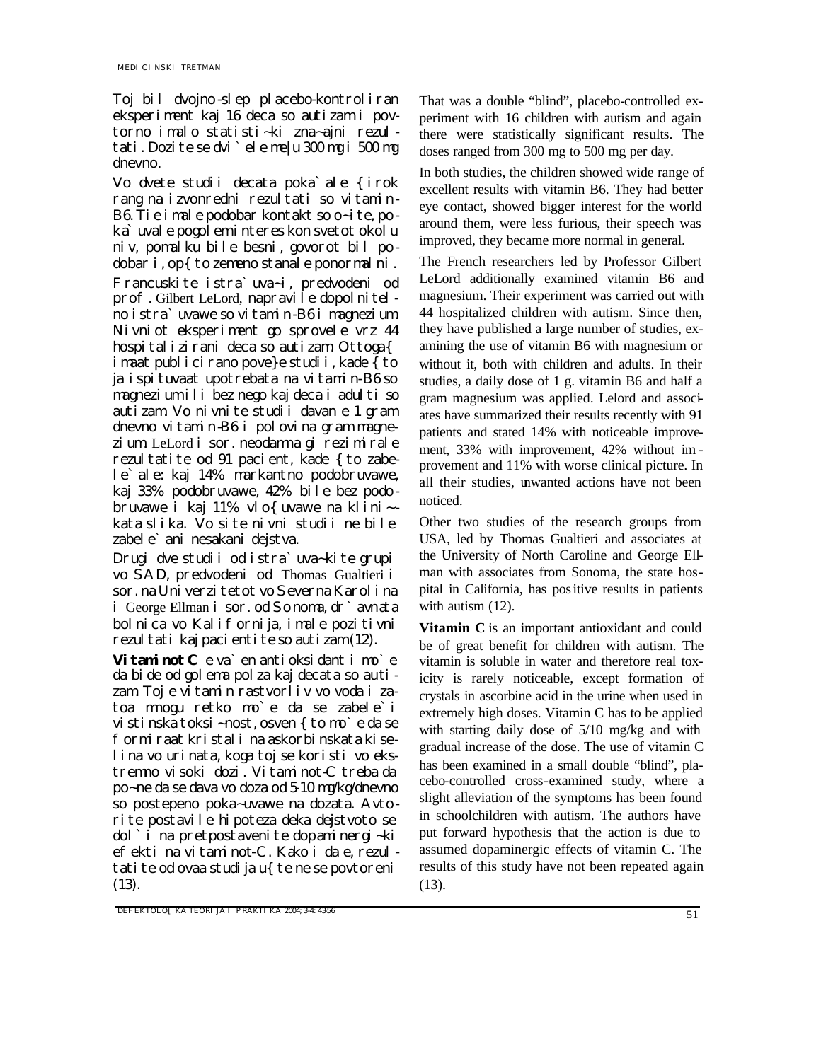Toj bil dvojno-slep placebo-kontroliran eksperiment kaj 16 deca so autizam i povtorno imalo statisti~ki zna~ajni rezultati. Dozite se dvi`ele me|u 300 mg i 500 mg dnevno.

Vo dvete studii decata poka`ale { irok rang na izvonredni rezultati so vitamin-B6. Tie imale podobar kontakt so o~ite, poka`uvale pogolem interes kon svetot okolu niv, pomalku bile besni, govorot bil podobar i, op{ to zemeno stanale ponormalni.

Francuskite istra`uva~i, predvodeni od prof. Gilbert LeLord, napravile dopolnitelno istra`uvawe so vitamin-B6 i magnezium. Nivniot eksperiment go sprovele vrz 44 hospitalizirani deca so autizam. Ottoga{ imaat publicirano pove}e studii, kade { to ja ispituvaat upotrebata na vitamin-B6 so magnezium ili bez nego kaj deca i adulti so autizam. Vo nivnite studii davan e 1 gram dnevno vitamin-B6 i polovina gram magnezium. LeLord i sor. neodamna gi rezimirale rezultatite od 91 pacient, kade { to zabele`ale: kaj 14% markantno podobruvawe, kaj 33% podobruvawe, 42% bile bez podobruvawe i kaj 11% vlo{ uvawe na klini~kata slika. Vo site nivni studii ne bile zabele`ani nesakani dejstva.

Drugi dve studii od istra`uva~kite grupi vo SAD, predvodeni od Thomas Gualtieri i sor. na Univerzitetot vo Severna Karolina i George Ellman i sor. od Sonoma, dr`avnata bolnica vo Kalifornija, imale pozitivni rezultati kaj pacientite so autizam (12).

**Vitaminot C** e va`en antioksidant i mo`e da bide od golema polza kaj decata so autizam. Toj e vitamin rastvorliv vo voda i zatoa mnogu retko mo`e da se zabele`i vistinska toksi~nost, osven { to mo`e da se formiraat kristali na askorbinskata kiselina vo urinata, koga toj se koristi vo ekstremno visoki dozi. Vitaminot-C treba da po~ne da se dava vo doza od 5-10 mg/kg/dnevno so postepeno poka~uvawe na dozata. Avtorite postavile hipoteza deka dejstvoto se dol`i na pretpostavenite dopaminergi~ki efekti na vitaminot-C. Kako i da e, rezultatite od ovaa studija u{ te ne se povtoreni (13).

That was a double "blind", placebo-controlled experiment with 16 children with autism and again there were statistically significant results. The doses ranged from 300 mg to 500 mg per day.

In both studies, the children showed wide range of excellent results with vitamin B6. They had better eye contact, showed bigger interest for the world around them, were less furious, their speech was improved, they became more normal in general.

The French researchers led by Professor Gilbert LeLord additionally examined vitamin B6 and magnesium. Their experiment was carried out with 44 hospitalized children with autism. Since then, they have published a large number of studies, examining the use of vitamin B6 with magnesium or without it, both with children and adults. In their studies, a daily dose of 1 g. vitamin B6 and half a gram magnesium was applied. Lelord and associates have summarized their results recently with 91 patients and stated 14% with noticeable improvement, 33% with improvement, 42% without improvement and 11% with worse clinical picture. In all their studies, unwanted actions have not been noticed.

Other two studies of the research groups from USA, led by Thomas Gualtieri and associates at the University of North Caroline and George Ellman with associates from Sonoma, the state hospital in California, has positive results in patients with autism (12).

**Vitamin C** is an important antioxidant and could be of great benefit for children with autism. The vitamin is soluble in water and therefore real toxicity is rarely noticeable, except formation of crystals in ascorbine acid in the urine when used in extremely high doses. Vitamin C has to be applied with starting daily dose of 5/10 mg/kg and with gradual increase of the dose. The use of vitamin C has been examined in a small double "blind", placebo-controlled cross-examined study, where a slight alleviation of the symptoms has been found in schoolchildren with autism. The authors have put forward hypothesis that the action is due to assumed dopaminergic effects of vitamin C. The results of this study have not been repeated again (13).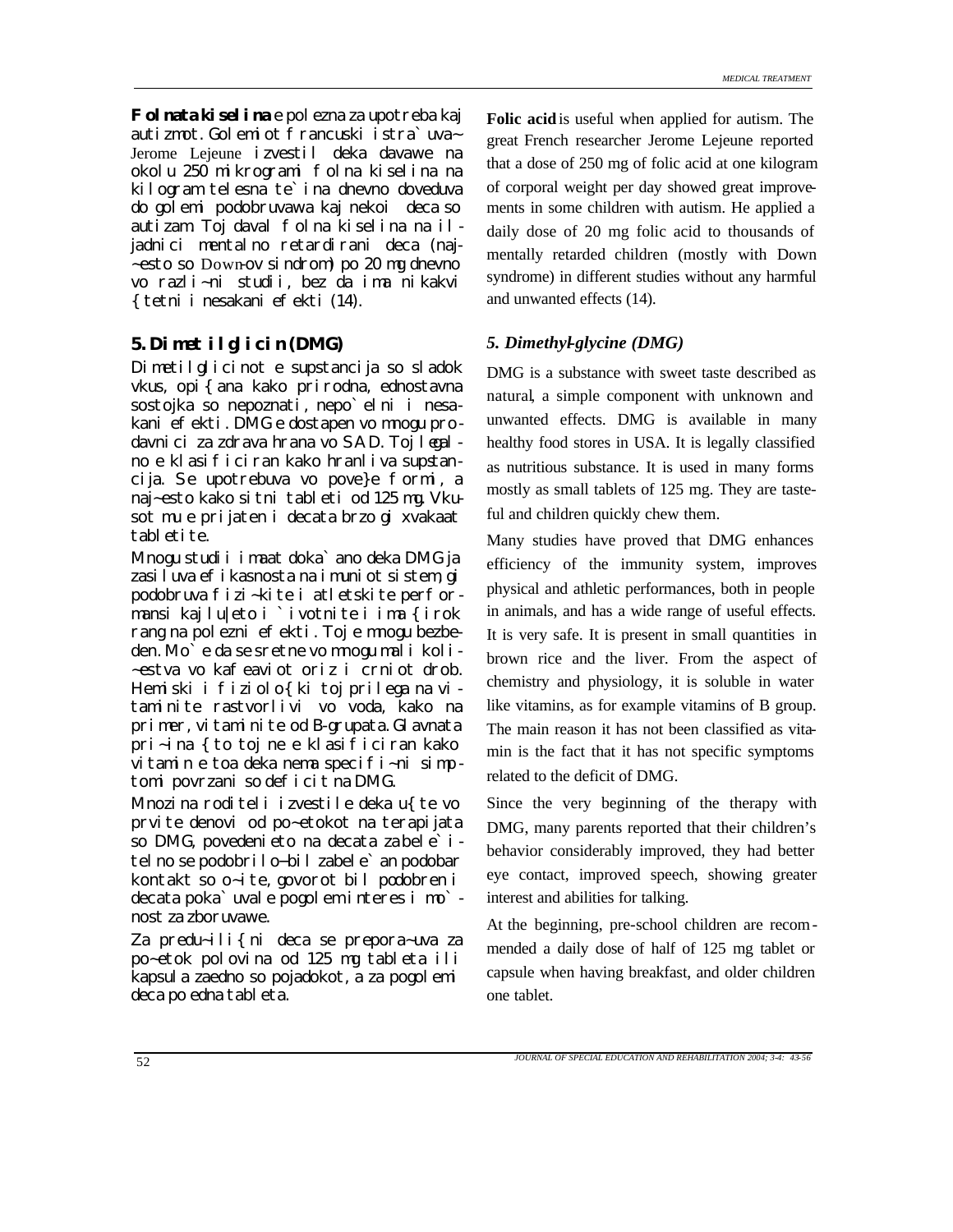**Folnata kiselina** e polezna za upotreba kaj autizmot. Golemiot francuski istra`uva~ Jerome Lejeune izvestil deka davawe na okolu 250 mikrogrami folna kiselina na kilogram telesna te`ina dnevno doveduva do golemi podobruvawa kaj nekoi deca so autizam. Toj daval folna kiselina na iljadnici mentalno retardirani deca (naj~esto so Down-ov sindrom) po 20 mg dnevno vo razli~ni studii, bez da ima nikakvi {tetni i nesakani efekti (14).

## 5. Dimetilglicin (DMG)

Dimetilglicinot e supstancija so sladok vkus, opi{ana kako prirodna, ednostavna sostojka so nepoznati, nepo`elni i nesakani efekti. DMG e dostapen vo mnogu prodavnici za zdrava hrana vo SAD. Toj legalno e klasificiran kako hranliva supstancija. Se upotrebuva vo pove}e formi, a naj~esto kako sitni tableti od 125 mg. Vkusot mu e prijaten i decata brzo gi xvakaat tabletite.

Mnogu studii imaat doka`ano deka DMG ja zasiluva efikasnosta na imuniot sistem, gi podobruva fizi~kite i atletskite performansi kaj lu|eto i `ivotnite i ima {irok rang na polezni efekti. Toj e mnogu bezbeden. Mo`e da se sretne vo mnogu mali koli~estva vo kafeaviot oriz i crniot drob. Hemiski i fiziolo{ki toj prilega na vitaminite rastvorlivi vo voda, kako na primer, vitaminite od B-grupata. Glavnata pri~ina {to toj ne e klasificiran kako vitamin e toa deka nema specifi~ni simptomi povrzani so deficit na DMG.

Mnozina roditeli izvestile deka u{te vo prvite denovi od po~etokot na terapijata so DMG, povedenieto na decata zabele`itelno se podobrilo–bil zabele`an podobar kontakt so o~ite, govorot bil podobren i decata poka`uvale pogolem interes i mo`nost za zboruvawe.

Za predu~ili{ni deca se prepora~uva za po~etok polovina od 125 mg tableta ili kapsula zaedno so pojadokot, a za pogolemi deca po edna tableta.

**Folic acid** is useful when applied for autism. The great French researcher Jerome Lejeune reported that a dose of 250 mg of folic acid at one kilogram of corporal weight per day showed great improvements in some children with autism. He applied a daily dose of 20 mg folic acid to thousands of mentally retarded children (mostly with Down syndrome) in different studies without any harmful and unwanted effects (14).

## *5. Dimethyl-glycine (DMG)*

DMG is a substance with sweet taste described as natural, a simple component with unknown and unwanted effects. DMG is available in many healthy food stores in USA. It is legally classified as nutritious substance. It is used in many forms mostly as small tablets of 125 mg. They are tasteful and children quickly chew them.

Many studies have proved that DMG enhances efficiency of the immunity system, improves physical and athletic performances, both in people in animals, and has a wide range of useful effects. It is very safe. It is present in small quantities in brown rice and the liver. From the aspect of chemistry and physiology, it is soluble in water like vitamins, as for example vitamins of B group. The main reason it has not been classified as vitamin is the fact that it has not specific symptoms related to the deficit of DMG.

Since the very beginning of the therapy with DMG, many parents reported that their children's behavior considerably improved, they had better eye contact, improved speech, showing greater interest and abilities for talking.

At the beginning, pre-school children are recommended a daily dose of half of 125 mg tablet or capsule when having breakfast, and older children one tablet.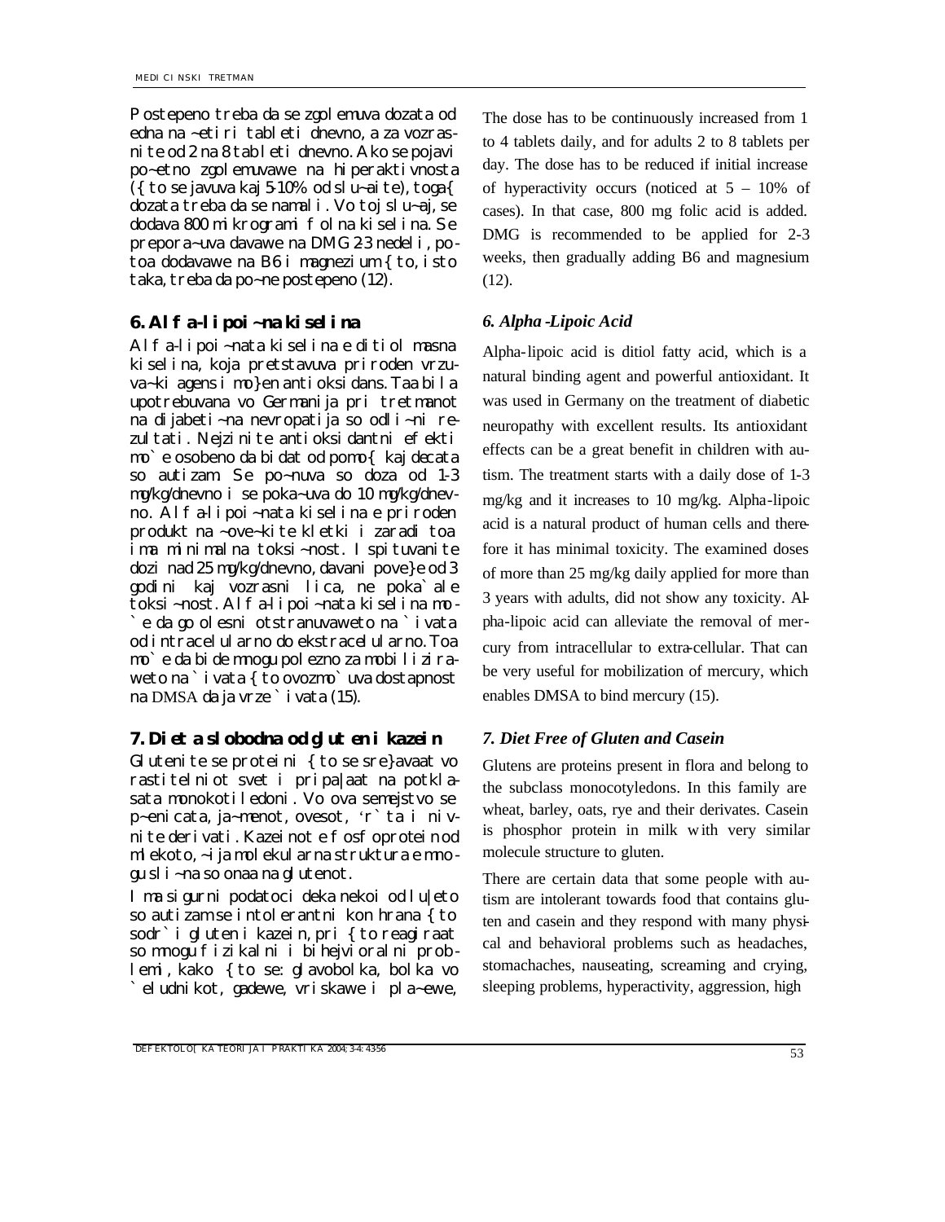Postepeno treba da se zgolemuva dozata od edna na ~etiri tableti dnevno, a za vozrasnite od 2 na 8 tableti dnevno. Ako se pojavi po~etno zgolemuvawe na hiperaktivnosta ({to se javuva kaj 5-10% od slu~aite), toga{ dozata treba da se namali. Vo toj slu~aj, se dodava 800 mikrogrami folna kiselina. Se prepora~uva davawe na DMG 2-3 nedeli, potoa dodavawe na B6 i magnezium {to, isto taka, treba da po~ne postepeno (12).

## 6. Alfa-lipoi~na kiselina

Alfa-lipoi~nata kiselina e ditiol masna kiselina, koja pretstavuva priroden vrzuva~ki agens i mo}en antioksidans. Taa bila upotrebuvana vo Germanija pri tretmanot na dijabeti~na nevropatija so odli~ni rezultati. Nejzinite antioksidantni efekti mo`e osobeno da bidat od pomo{ kaj decata so autizam. Se po~nuva so doza od 1-3 mg/kg/dnevno i se poka~uva do 10 mg/kg/dnevno. Alfa-lipoi~nata kiselina e priroden produkt na ~ove~kite kletki i zaradi toa ima minimalna toksi~nost. Ispituvanite dozi nad 25 mg/kg/dnevno, davani pove}e od 3 godini kaj vozrasni lica, ne poka`ale toksi~nost. Alfa-lipoi~nata kiselina mo-`e da go olesni otstranuvaweto na `ivata od intracelularno do ekstracelularno. Toa mo`e da bide mnogu polezno za mobiliziraweto na `ivata {to ovozmo`uva dostapnost na DMSA da ja vrze `ivata (15).

## 7. Dieta slobodna od gluten i kazein

Glutenite se proteini {to se sre}avaat vo rastitelniot svet i pripa|aat na potklasata monokotiledoni. Vo ova semejstvo se p~enicata, ja~menot, ovesot, 'r`ta i nivnite derivati. Kazeinot e fosfoprotein od mlekoto, ~ija molekularna struktura e mnogu sli~na so onaa na glutenot.

Ima sigurni podatoci deka nekoi od lu|eto so autizam se intolerantni kon hrana {to sodr`i gluten i kazein, pri {to reagiraat so mnogu fizikalni i bihejvioralni problemi, kako {to se: glavobolka, bolka vo `eludnikot, gadewe, vriskawe i pla~ewe,

The dose has to be continuously increased from 1 to 4 tablets daily, and for adults 2 to 8 tablets per day. The dose has to be reduced if initial increase of hyperactivity occurs (noticed at 5 – 10% of cases). In that case, 800 mg folic acid is added. DMG is recommended to be applied for 2-3 weeks, then gradually adding B6 and magnesium (12).

## *6. Alpha-Lipoic Acid*

Alpha-lipoic acid is ditiol fatty acid, which is a natural binding agent and powerful antioxidant. It was used in Germany on the treatment of diabetic neuropathy with excellent results. Its antioxidant effects can be a great benefit in children with autism. The treatment starts with a daily dose of 1-3 mg/kg and it increases to 10 mg/kg. Alpha-lipoic acid is a natural product of human cells and therefore it has minimal toxicity. The examined doses of more than 25 mg/kg daily applied for more than 3 years with adults, did not show any toxicity. Alpha-lipoic acid can alleviate the removal of mercury from intracellular to extra-cellular. That can be very useful for mobilization of mercury, which enables DMSA to bind mercury (15).

## *7. Diet Free of Gluten and Casein*

Glutens are proteins present in flora and belong to the subclass monocotyledons. In this family are wheat, barley, oats, rye and their derivates. Casein is phosphor protein in milk with very similar molecule structure to gluten.

There are certain data that some people with autism are intolerant towards food that contains gluten and casein and they respond with many physical and behavioral problems such as headaches, stomachaches, nauseating, screaming and crying, sleeping problems, hyperactivity, aggression, high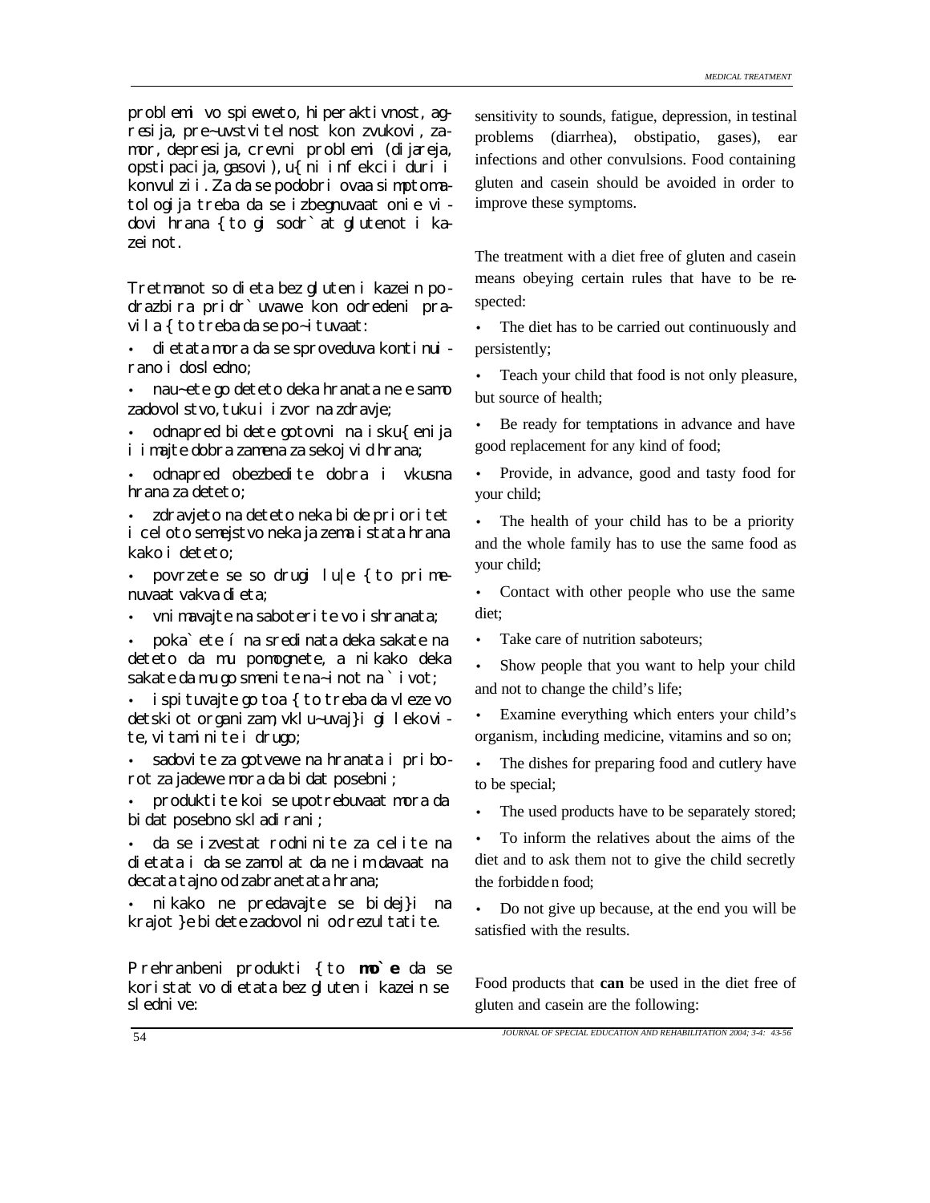problemi vo spieweto, hiperaktivnost, agresija, pre~uvstvitelnost kon zvukovi, zamor, depresija, crevni problemi (dijareja, opstipacija, gasovi), u{ni infekcii duri i konvulzii. Za da se podobri ovaa simptomatologija treba da se izbegnuvaat onie vidovi hrana { to gi sodr`at glutenot i kazeinot.

Tretmanot so dieta bez gluten i kazein podrazbira pridr`uvawe kon odredeni pravila { to treba da se po~ituvaat:

- dietata mora da se sproveduva kontinuirano i dosledno;
- nau~ete go deteto deka hranata ne e samo zadovolstvo, tuku i izvor na zdravje;
- odnapred bidete gotovni na isku{enija i imajte dobra zamena za sekoj vid hrana;
- odnapred obezbedite dobra i vkusna hrana za deteto;
- zdravjeto na deteto neka bide prioritet i celoto semejstvo neka ja zema istata hrana kako i deteto;
- povrzete se so drugi lu|e { to primenuvaat vakva dieta;
- vnimavajte na saboterite vo ishranata;
- poka`ete í na sredinata deka sakate na deteto da mu pomognete, a nikako deka sakate da mu go smenite na~inot na `ivot;
- ispituvajte go toa { to treba da vleze vo detskiot organizam, vklu~uvaj}i gi lekovite, vitaminite i drugo;
- sadovite za gotvewe na hranata i priborot za jadewe mora da bidat posebni;
- produktite koi se upotrebuvaat mora da bidat posebno skladirani;
- da se izvestat rodninite za celite na dietata i da se zamolat da ne im davaat na decata tajno od zabranetata hrana;
- nikako ne predavajte se bidej}i na krajot }e bidete zadovolni od rezultatite.

Prehranbeni produkti { to **mo`e** da se koristat vo dietata bez gluten i kazein se slednive:

sensitivity to sounds, fatigue, depression, in testinal problems (diarrhea), obstipatio, gases), ear infections and other convulsions. Food containing gluten and casein should be avoided in order to improve these symptoms.

The treatment with a diet free of gluten and casein means obeying certain rules that have to be respected:

- The diet has to be carried out continuously and persistently;
- Teach your child that food is not only pleasure, but source of health;
- Be ready for temptations in advance and have good replacement for any kind of food;
- Provide, in advance, good and tasty food for your child;
- The health of your child has to be a priority and the whole family has to use the same food as your child;
- Contact with other people who use the same diet;
- Take care of nutrition saboteurs;
- Show people that you want to help your child and not to change the child's life;
- Examine everything which enters your child's organism, including medicine, vitamins and so on;
- The dishes for preparing food and cutlery have to be special;
- The used products have to be separately stored;
- To inform the relatives about the aims of the diet and to ask them not to give the child secretly the forbidden food;
- Do not give up because, at the end you will be satisfied with the results.

Food products that **can** be used in the diet free of gluten and casein are the following: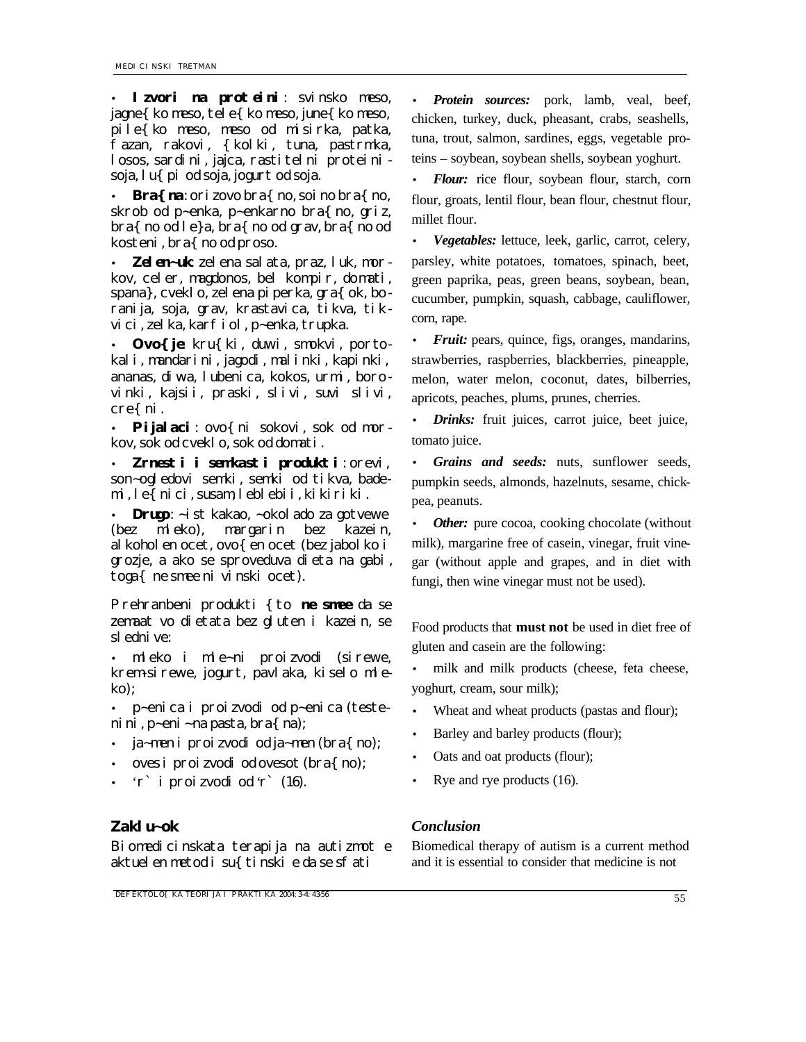• **Izvori na proteini**: svinsko meso, jagne{ko meso, tele{ko meso, june{ko meso, pile{ko meso, meso od misirka, patka, fazan, rakovi, {kolki, tuna, pastrmka, losos, sardini, jajca, rastitelni proteini - soja, lu{pi od soja, jogurt od soja.

• **Bra{na**: orizovo bra{no, soino bra{no, skrob od p~enka, p~enkarno bra{no, griz, bra{no od le}a, bra{no od grav, bra{no od kosteni, bra{no od proso.

• **Zelen~uk**: zelena salata, praz, luk, morkov, celer, magdonos, bel kompir, domati, spana}, cveklo, zelena piperka, gra{ok, boranija, soja, grav, krastavica, tikva, tikvici, zelka, karfiol, p~enka, trupka.

• **Ovo{je**: kru{ki, duwi, smokvi, portokali, mandarini, jagodi, malinki, kapinki, ananas, diwa, lubenica, kokos, urmi, borovinki, kajsii, praski, slivi, suvi slivi, cre{ni.

• **Pijalaci**: ovo{ni sokovi, sok od morkov, sok od cveklo, sok od domati.

• **Zrnesti i semkasti produkti**: orevi, son~ogledovi semki, semki od tikva, bademi, le{nici, susam, leblebii, kikiriki.

• **Drugo**: ~ist kakao, ~okolado za gotvewe (bez mleko), margarin bez kazein, alkoholen ocet, ovo{en ocet (bez jabolko i grozje, a ako se sproveduva dieta na gabi, toga{ ne smee ni vinski ocet).

Prehranbeni produkti {to **ne smee** da se zemaat vo dietata bez gluten i kazein, se slednive:

• mleko i mle~ni proizvodi (sirewe, krem-sirewe, jogurt, pavlaka, kiselo mleko);

• p~enica i proizvodi od p~enica (testenini, p~eni~na pasta, bra{na);

• ja~men i proizvodi od ja~men (bra{no);

• oves i proizvodi od ovesot (bra{no);

• 'r` i proizvodi od 'r` (16).

## Zaklu~ok

Biomedicinskata terapija na autizmot e aktuelen metod i su{tinski e da se sfati

• ***Protein sources:*** pork, lamb, veal, beef, chicken, turkey, duck, pheasant, crabs, seashells, tuna, trout, salmon, sardines, eggs, vegetable proteins – soybean, soybean shells, soybean yoghurt.

• ***Flour:*** rice flour, soybean flour, starch, corn flour, groats, lentil flour, bean flour, chestnut flour, millet flour.

• ***Vegetables:*** lettuce, leek, garlic, carrot, celery, parsley, white potatoes, tomatoes, spinach, beet, green paprika, peas, green beans, soybean, bean, cucumber, pumpkin, squash, cabbage, cauliflower, corn, rape.

• ***Fruit:*** pears, quince, figs, oranges, mandarins, strawberries, raspberries, blackberries, pineapple, melon, water melon, coconut, dates, bilberries, apricots, peaches, plums, prunes, cherries.

• ***Drinks:*** fruit juices, carrot juice, beet juice, tomato juice.

• ***Grains and seeds:*** nuts, sunflower seeds, pumpkin seeds, almonds, hazelnuts, sesame, chickpea, peanuts.

• ***Other:*** pure cocoa, cooking chocolate (without milk), margarine free of casein, vinegar, fruit vinegar (without apple and grapes, and in diet with fungi, then wine vinegar must not be used).

Food products that **must not** be used in diet free of gluten and casein are the following:

• milk and milk products (cheese, feta cheese, yoghurt, cream, sour milk);

• Wheat and wheat products (pastas and flour);

• Barley and barley products (flour);

• Oats and oat products (flour);

• Rye and rye products (16).

## *Conclusion*

Biomedical therapy of autism is a current method and it is essential to consider that medicine is not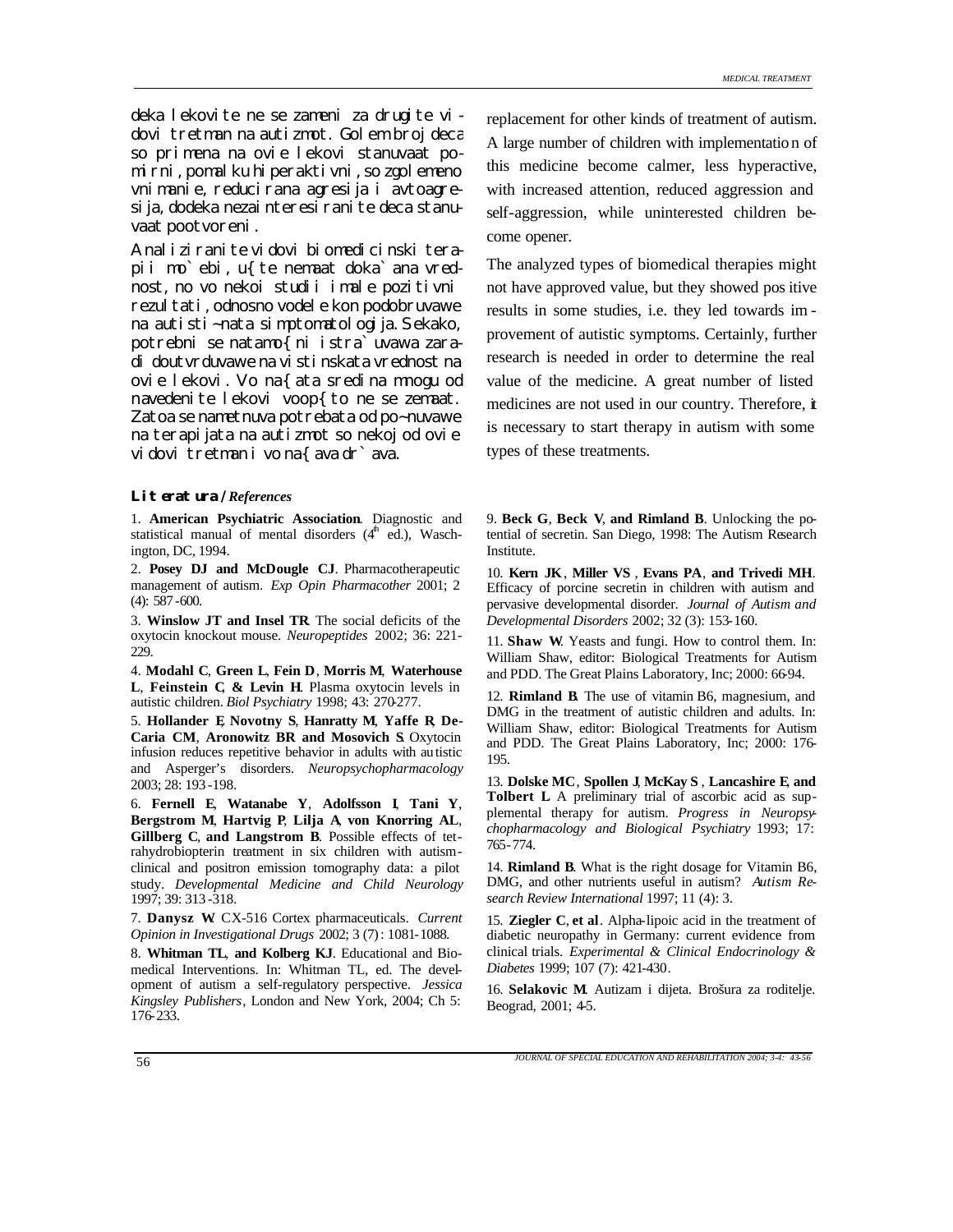deka lekovite ne se zameni za drugite vidovi tretman na autizmot. Golem broj deca so primena na ovie lekovi stanuvaat pomirni, pomalku hiperaktivni, so zgolemeno vnimanie, reducirana agresija i avtoagresija, dodeka nezainteresiranite deca stanuvaat pootvoreni.

Analiziranite vidovi biomedicinski terapii mo`ebi, u{te nemaat doka`ana vrednost, no vo nekoi studii imale pozitivni rezultati, odnosno vodele kon podobruvawe na autisti~nata simptomatologija. Sekako, potrebni se natamo{ni istra`uvawa zaradi doutvrduvawe na vistinskata vrednost na ovie lekovi. Vo na{ata sredina mnogu od navedenite lekovi voop{to ne se zemaat. Zatoa se nametnuva potrebata od po~nuvawe na terapijata na autizmot so nekoj od ovie vidovi tretmani vo na{ava dr`ava.

replacement for other kinds of treatment of autism. A large number of children with implementation of this medicine become calmer, less hyperactive, with increased attention, reduced aggression and self-aggression, while uninterested children become opener.

The analyzed types of biomedical therapies might not have approved value, but they showed positive results in some studies, i.e. they led towards improvement of autistic symptoms. Certainly, further research is needed in order to determine the real value of the medicine. A great number of listed medicines are not used in our country. Therefore, it is necessary to start therapy in autism with some types of these treatments.

**Literatura** / *References*

1. **American Psychiatric Association**. Diagnostic and statistical manual of mental disorders (4th ed.), Waschington, DC, 1994.

2. **Posey DJ and McDougle CJ**. Pharmacotherapeutic management of autism. *Exp Opin Pharmacother* 2001; 2 (4): 587-600.

3. **Winslow JT and Insel TR**. The social deficits of the oxytocin knockout mouse. *Neuropeptides* 2002; 36: 221-229.

4. **Modahl C**, **Green L**, **Fein D**, **Morris M**, **Waterhouse L**, **Feinstein C**, **& Levin H**. Plasma oxytocin levels in autistic children. *Biol Psychiatry* 1998; 43: 270-277.

5. **Hollander E**, **Novotny S**, **Hanratty M**, **Yaffe R**, **DeCaria CM**, **Aronowitz BR and Mosovich S**. Oxytocin infusion reduces repetitive behavior in adults with autistic and Asperger's disorders. *Neuropsychopharmacology* 2003; 28: 193-198.

6. **Fernell E**, **Watanabe Y**, **Adolfsson I**, **Tani Y**, **Bergstrom M**, **Hartvig P**, **Lilja A**, **von Knorring AL**, **Gillberg C**, **and Langstrom B**. Possible effects of tetrahydrobiopterin treatment in six children with autism-clinical and positron emission tomography data: a pilot study. *Developmental Medicine and Child Neurology* 1997; 39: 313-318.

7. **Danysz W**. CX-516 Cortex pharmaceuticals. *Current Opinion in Investigational Drugs* 2002; 3 (7): 1081-1088.

8. **Whitman TL**, **and Kolberg KJ**. Educational and Biomedical Interventions. In: Whitman TL, ed. The development of autism a self-regulatory perspective. *Jessica Kingsley Publishers*, London and New York, 2004; Ch 5: 176-233.

9. **Beck G**, **Beck V**, **and Rimland B**. Unlocking the potential of secretin. San Diego, 1998: The Autism Research Institute.

10. **Kern JK**, **Miller VS**, **Evans PA**, **and Trivedi MH**. Efficacy of porcine secretin in children with autism and pervasive developmental disorder. *Journal of Autism and Developmental Disorders* 2002; 32 (3): 153-160.

11. **Shaw W**. Yeasts and fungi. How to control them. In: William Shaw, editor: Biological Treatments for Autism and PDD. The Great Plains Laboratory, Inc; 2000: 66-94.

12. **Rimland B**. The use of vitamin B6, magnesium, and DMG in the treatment of autistic children and adults. In: William Shaw, editor: Biological Treatments for Autism and PDD. The Great Plains Laboratory, Inc; 2000: 176-195.

13. **Dolske MC**, **Spollen J**, **McKay S**, **Lancashire E**, **and Tolbert L**. A preliminary trial of ascorbic acid as supplemental therapy for autism. *Progress in Neuropsychopharmacology and Biological Psychiatry* 1993; 17: 765-774.

14. **Rimland B**. What is the right dosage for Vitamin B6, DMG, and other nutrients useful in autism? *Autism Research Review International* 1997; 11 (4): 3.

15. **Ziegler C**, **et al**. Alpha-lipoic acid in the treatment of diabetic neuropathy in Germany: current evidence from clinical trials. *Experimental & Clinical Endocrinology & Diabetes* 1999; 107 (7): 421-430.

16. **Selakovic M**. Autizam i dijeta. Brošura za roditelje. Beograd, 2001; 4-5.